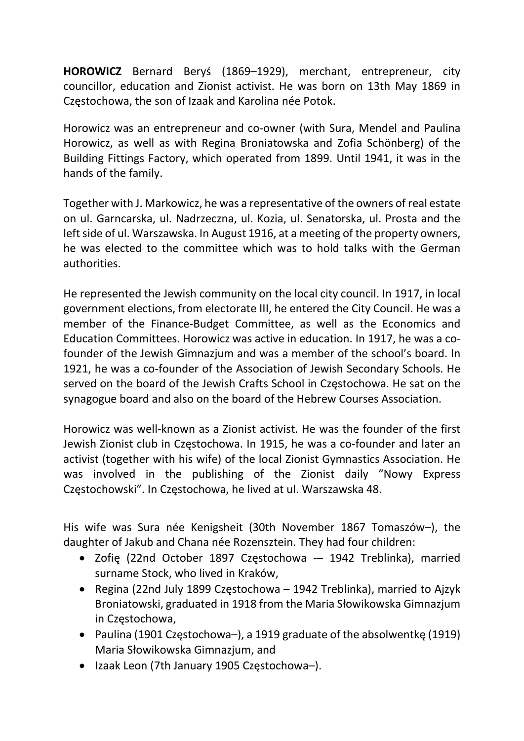**HOROWICZ** Bernard Beryś (1869–1929), merchant, entrepreneur, city councillor, education and Zionist activist. He was born on 13th May 1869 in Częstochowa, the son of Izaak and Karolina née Potok.

Horowicz was an entrepreneur and co-owner (with Sura, Mendel and Paulina Horowicz, as well as with Regina Broniatowska and Zofia Schönberg) of the Building Fittings Factory, which operated from 1899. Until 1941, it was in the hands of the family.

Together with J. Markowicz, he was a representative of the owners of real estate on ul. Garncarska, ul. Nadrzeczna, ul. Kozia, ul. Senatorska, ul. Prosta and the left side of ul. Warszawska. In August 1916, at a meeting of the property owners, he was elected to the committee which was to hold talks with the German authorities.

He represented the Jewish community on the local city council. In 1917, in local government elections, from electorate III, he entered the City Council. He was a member of the Finance-Budget Committee, as well as the Economics and Education Committees. Horowicz was active in education. In 1917, he was a co-founder of the Jewish Gimnazjum and was a member of the school's board. In 1921, he was a co-founder of the Association of Jewish Secondary Schools. He served on the board of the Jewish Crafts School in Częstochowa. He sat on the synagogue board and also on the board of the Hebrew Courses Association.

Horowicz was well-known as a Zionist activist. He was the founder of the first Jewish Zionist club in Częstochowa. In 1915, he was a co-founder and later an activist (together with his wife) of the local Zionist Gymnastics Association. He was involved in the publishing of the Zionist daily "Nowy Express Częstochowski". In Częstochowa, he lived at ul. Warszawska 48.

His wife was Sura née Kenigsheit (30th November 1867 Tomaszów–), the daughter of Jakub and Chana née Rozensztein. They had four children:

- Zofię (22nd October 1897 Częstochowa -– 1942 Treblinka), married surname Stock, who lived in Kraków,
- Regina (22nd July 1899 Częstochowa – 1942 Treblinka), married to Ajzyk Broniatowski, graduated in 1918 from the Maria Słowikowska Gimnazjum in Częstochowa,
- Paulina (1901 Częstochowa–), a 1919 graduate of the absolwentkę (1919) Maria Słowikowska Gimnazjum, and
- Izaak Leon (7th January 1905 Częstochowa–).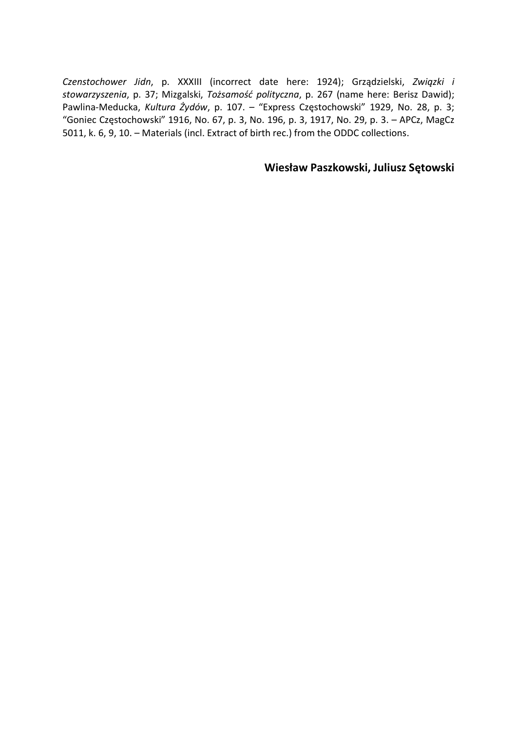*Czenstochower Jidn*, p. XXXIII (incorrect date here: 1924); Grządzielski, *Związki i stowarzyszenia*, p. 37; Mizgalski, *Tożsamość polityczna*, p. 267 (name here: Berisz Dawid); Pawlina-Meducka, *Kultura Żydów*, p. 107. – "Express Częstochowski" 1929, No. 28, p. 3; "Goniec Częstochowski" 1916, No. 67, p. 3, No. 196, p. 3, 1917, No. 29, p. 3. – APCz, MagCz 5011, k. 6, 9, 10. – Materials (incl. Extract of birth rec.) from the ODDC collections.

**Wiesław Paszkowski, Juliusz Sętowski**